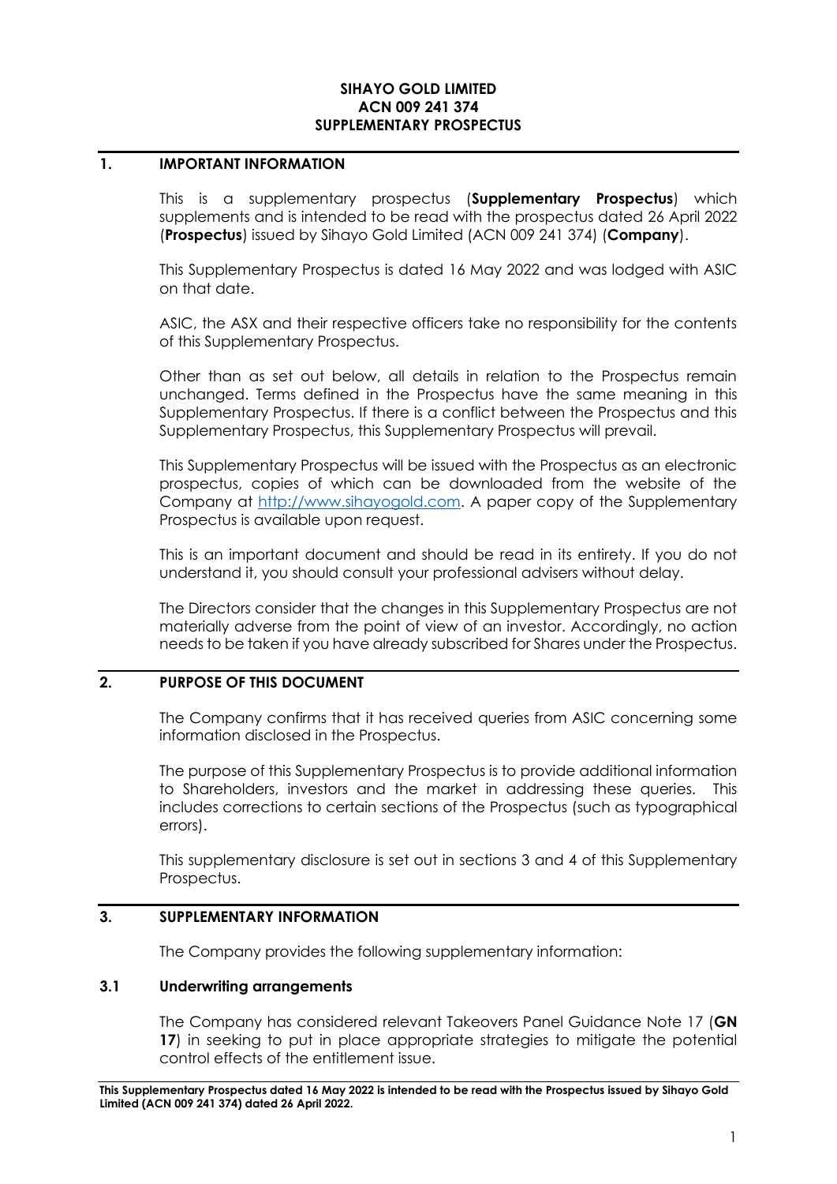**SIHAYO GOLD LIMITED**
**ACN 009 241 374**
**SUPPLEMENTARY PROSPECTUS**

## 1. IMPORTANT INFORMATION

This is a supplementary prospectus (**Supplementary Prospectus**) which supplements and is intended to be read with the prospectus dated 26 April 2022 (**Prospectus**) issued by Sihayo Gold Limited (ACN 009 241 374) (**Company**).

This Supplementary Prospectus is dated 16 May 2022 and was lodged with ASIC on that date.

ASIC, the ASX and their respective officers take no responsibility for the contents of this Supplementary Prospectus.

Other than as set out below, all details in relation to the Prospectus remain unchanged. Terms defined in the Prospectus have the same meaning in this Supplementary Prospectus. If there is a conflict between the Prospectus and this Supplementary Prospectus, this Supplementary Prospectus will prevail.

This Supplementary Prospectus will be issued with the Prospectus as an electronic prospectus, copies of which can be downloaded from the website of the Company at http://www.sihayogold.com. A paper copy of the Supplementary Prospectus is available upon request.

This is an important document and should be read in its entirety. If you do not understand it, you should consult your professional advisers without delay.

The Directors consider that the changes in this Supplementary Prospectus are not materially adverse from the point of view of an investor. Accordingly, no action needs to be taken if you have already subscribed for Shares under the Prospectus.

## 2. PURPOSE OF THIS DOCUMENT

The Company confirms that it has received queries from ASIC concerning some information disclosed in the Prospectus.

The purpose of this Supplementary Prospectus is to provide additional information to Shareholders, investors and the market in addressing these queries. This includes corrections to certain sections of the Prospectus (such as typographical errors).

This supplementary disclosure is set out in sections 3 and 4 of this Supplementary Prospectus.

## 3. SUPPLEMENTARY INFORMATION

The Company provides the following supplementary information:

### 3.1 Underwriting arrangements

The Company has considered relevant Takeovers Panel Guidance Note 17 (**GN 17**) in seeking to put in place appropriate strategies to mitigate the potential control effects of the entitlement issue.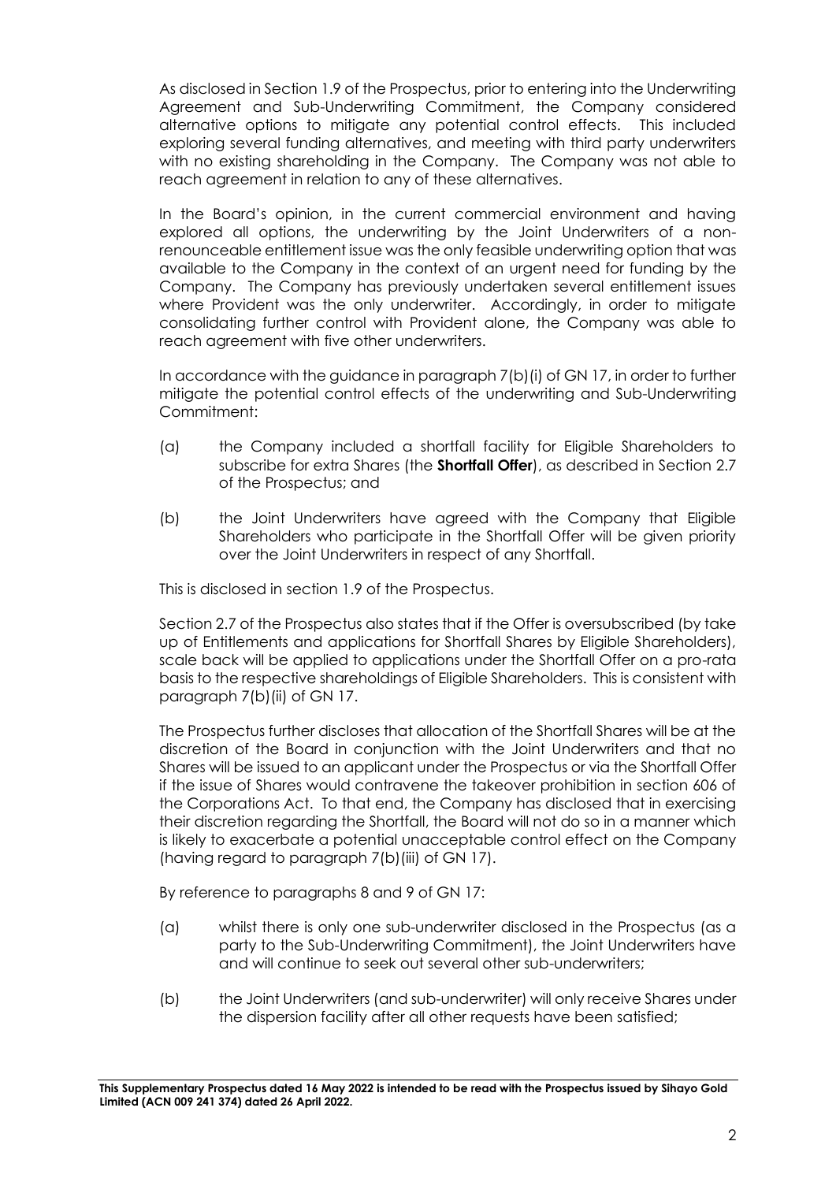As disclosed in Section 1.9 of the Prospectus, prior to entering into the Underwriting Agreement and Sub-Underwriting Commitment, the Company considered alternative options to mitigate any potential control effects. This included exploring several funding alternatives, and meeting with third party underwriters with no existing shareholding in the Company. The Company was not able to reach agreement in relation to any of these alternatives.

In the Board's opinion, in the current commercial environment and having explored all options, the underwriting by the Joint Underwriters of a non-renounceable entitlement issue was the only feasible underwriting option that was available to the Company in the context of an urgent need for funding by the Company. The Company has previously undertaken several entitlement issues where Provident was the only underwriter. Accordingly, in order to mitigate consolidating further control with Provident alone, the Company was able to reach agreement with five other underwriters.

In accordance with the guidance in paragraph 7(b)(i) of GN 17, in order to further mitigate the potential control effects of the underwriting and Sub-Underwriting Commitment:

(a) the Company included a shortfall facility for Eligible Shareholders to subscribe for extra Shares (the **Shortfall Offer**), as described in Section 2.7 of the Prospectus; and

(b) the Joint Underwriters have agreed with the Company that Eligible Shareholders who participate in the Shortfall Offer will be given priority over the Joint Underwriters in respect of any Shortfall.

This is disclosed in section 1.9 of the Prospectus.

Section 2.7 of the Prospectus also states that if the Offer is oversubscribed (by take up of Entitlements and applications for Shortfall Shares by Eligible Shareholders), scale back will be applied to applications under the Shortfall Offer on a pro-rata basis to the respective shareholdings of Eligible Shareholders. This is consistent with paragraph 7(b)(ii) of GN 17.

The Prospectus further discloses that allocation of the Shortfall Shares will be at the discretion of the Board in conjunction with the Joint Underwriters and that no Shares will be issued to an applicant under the Prospectus or via the Shortfall Offer if the issue of Shares would contravene the takeover prohibition in section 606 of the Corporations Act. To that end, the Company has disclosed that in exercising their discretion regarding the Shortfall, the Board will not do so in a manner which is likely to exacerbate a potential unacceptable control effect on the Company (having regard to paragraph 7(b)(iii) of GN 17).

By reference to paragraphs 8 and 9 of GN 17:

(a) whilst there is only one sub-underwriter disclosed in the Prospectus (as a party to the Sub-Underwriting Commitment), the Joint Underwriters have and will continue to seek out several other sub-underwriters;

(b) the Joint Underwriters (and sub-underwriter) will only receive Shares under the dispersion facility after all other requests have been satisfied;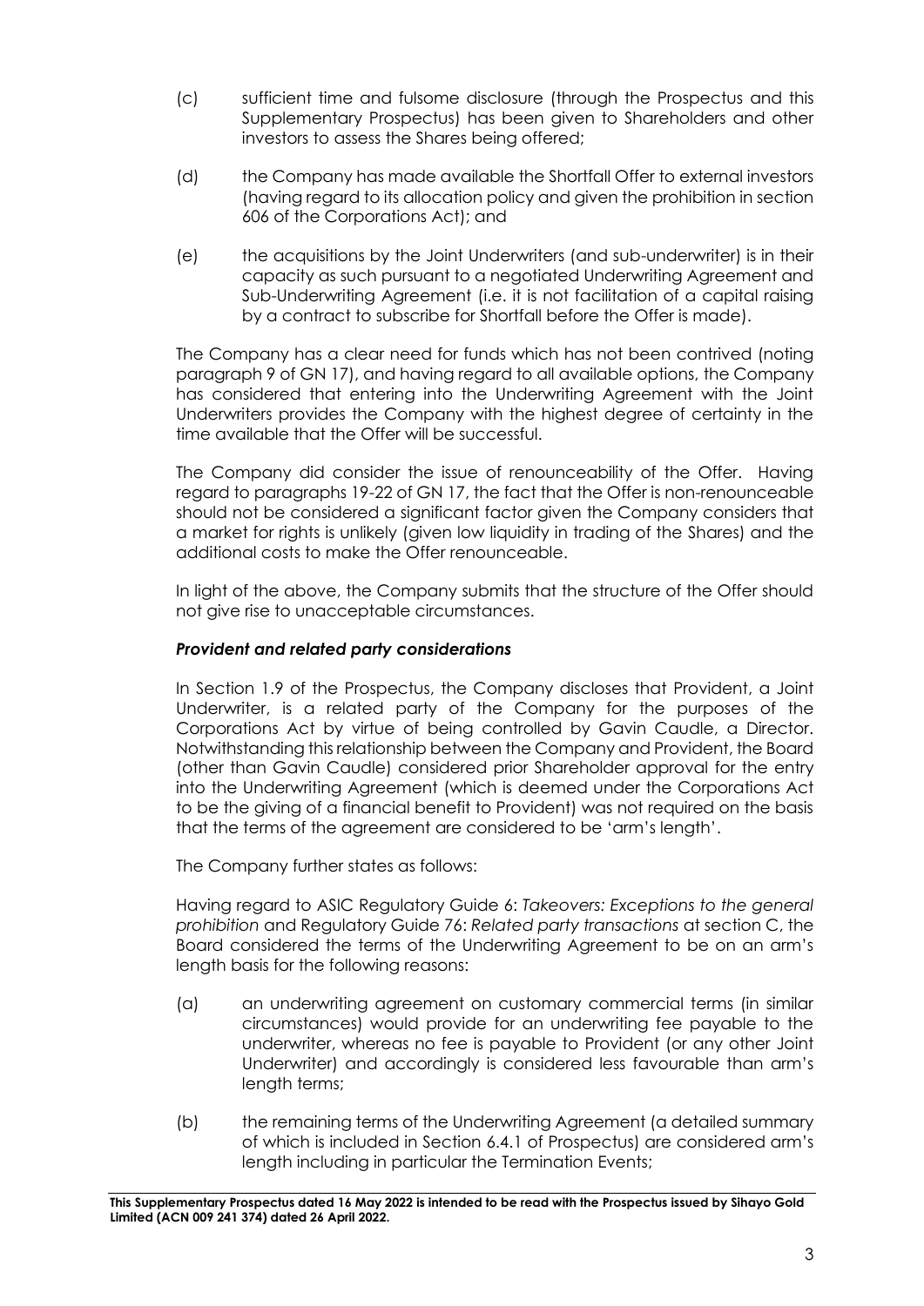(c) sufficient time and fulsome disclosure (through the Prospectus and this Supplementary Prospectus) has been given to Shareholders and other investors to assess the Shares being offered;

(d) the Company has made available the Shortfall Offer to external investors (having regard to its allocation policy and given the prohibition in section 606 of the Corporations Act); and

(e) the acquisitions by the Joint Underwriters (and sub-underwriter) is in their capacity as such pursuant to a negotiated Underwriting Agreement and Sub-Underwriting Agreement (i.e. it is not facilitation of a capital raising by a contract to subscribe for Shortfall before the Offer is made).

The Company has a clear need for funds which has not been contrived (noting paragraph 9 of GN 17), and having regard to all available options, the Company has considered that entering into the Underwriting Agreement with the Joint Underwriters provides the Company with the highest degree of certainty in the time available that the Offer will be successful.

The Company did consider the issue of renounceability of the Offer. Having regard to paragraphs 19-22 of GN 17, the fact that the Offer is non-renounceable should not be considered a significant factor given the Company considers that a market for rights is unlikely (given low liquidity in trading of the Shares) and the additional costs to make the Offer renounceable.

In light of the above, the Company submits that the structure of the Offer should not give rise to unacceptable circumstances.

***Provident and related party considerations***

In Section 1.9 of the Prospectus, the Company discloses that Provident, a Joint Underwriter, is a related party of the Company for the purposes of the Corporations Act by virtue of being controlled by Gavin Caudle, a Director. Notwithstanding this relationship between the Company and Provident, the Board (other than Gavin Caudle) considered prior Shareholder approval for the entry into the Underwriting Agreement (which is deemed under the Corporations Act to be the giving of a financial benefit to Provident) was not required on the basis that the terms of the agreement are considered to be 'arm's length'.

The Company further states as follows:

Having regard to ASIC Regulatory Guide 6: *Takeovers: Exceptions to the general prohibition* and Regulatory Guide 76: *Related party transactions* at section C, the Board considered the terms of the Underwriting Agreement to be on an arm's length basis for the following reasons:

(a) an underwriting agreement on customary commercial terms (in similar circumstances) would provide for an underwriting fee payable to the underwriter, whereas no fee is payable to Provident (or any other Joint Underwriter) and accordingly is considered less favourable than arm's length terms;

(b) the remaining terms of the Underwriting Agreement (a detailed summary of which is included in Section 6.4.1 of Prospectus) are considered arm's length including in particular the Termination Events;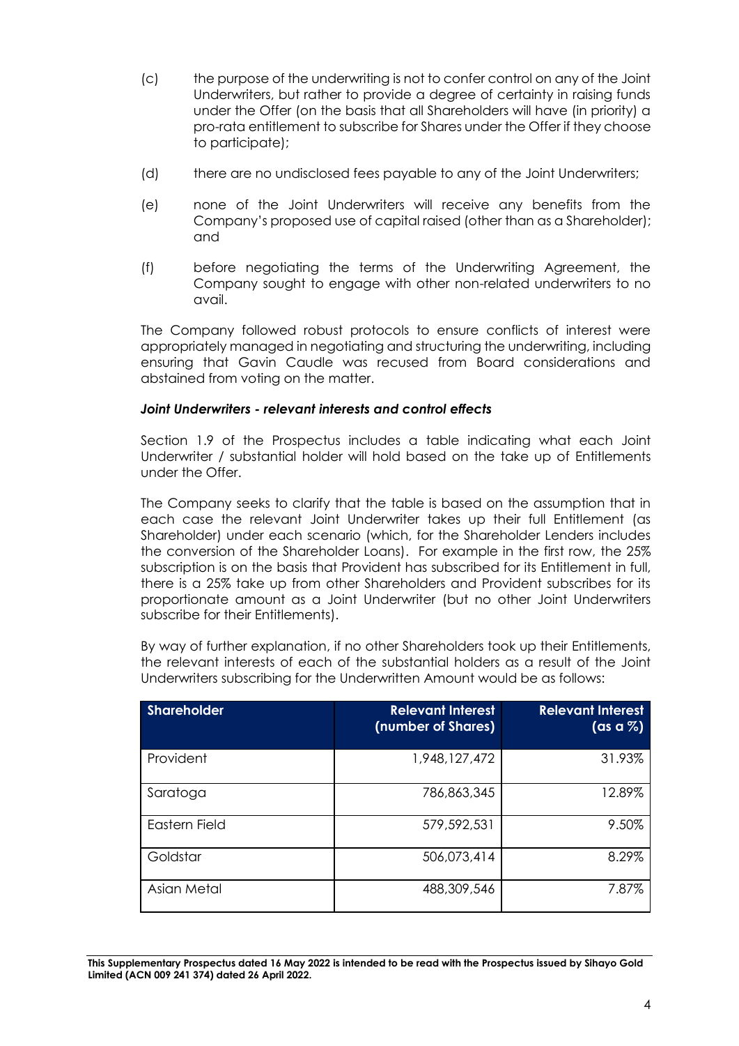(c) the purpose of the underwriting is not to confer control on any of the Joint Underwriters, but rather to provide a degree of certainty in raising funds under the Offer (on the basis that all Shareholders will have (in priority) a pro-rata entitlement to subscribe for Shares under the Offer if they choose to participate);

(d) there are no undisclosed fees payable to any of the Joint Underwriters;

(e) none of the Joint Underwriters will receive any benefits from the Company's proposed use of capital raised (other than as a Shareholder); and

(f) before negotiating the terms of the Underwriting Agreement, the Company sought to engage with other non-related underwriters to no avail.

The Company followed robust protocols to ensure conflicts of interest were appropriately managed in negotiating and structuring the underwriting, including ensuring that Gavin Caudle was recused from Board considerations and abstained from voting on the matter.

***Joint Underwriters - relevant interests and control effects***

Section 1.9 of the Prospectus includes a table indicating what each Joint Underwriter / substantial holder will hold based on the take up of Entitlements under the Offer.

The Company seeks to clarify that the table is based on the assumption that in each case the relevant Joint Underwriter takes up their full Entitlement (as Shareholder) under each scenario (which, for the Shareholder Lenders includes the conversion of the Shareholder Loans). For example in the first row, the 25% subscription is on the basis that Provident has subscribed for its Entitlement in full, there is a 25% take up from other Shareholders and Provident subscribes for its proportionate amount as a Joint Underwriter (but no other Joint Underwriters subscribe for their Entitlements).

By way of further explanation, if no other Shareholders took up their Entitlements, the relevant interests of each of the substantial holders as a result of the Joint Underwriters subscribing for the Underwritten Amount would be as follows:

| Shareholder | Relevant Interest (number of Shares) | Relevant Interest (as a %) |
|---|---:|---:|
| Provident | 1,948,127,472 | 31.93% |
| Saratoga | 786,863,345 | 12.89% |
| Eastern Field | 579,592,531 | 9.50% |
| Goldstar | 506,073,414 | 8.29% |
| Asian Metal | 488,309,546 | 7.87% |

**This Supplementary Prospectus dated 16 May 2022 is intended to be read with the Prospectus issued by Sihayo Gold Limited (ACN 009 241 374) dated 26 April 2022.**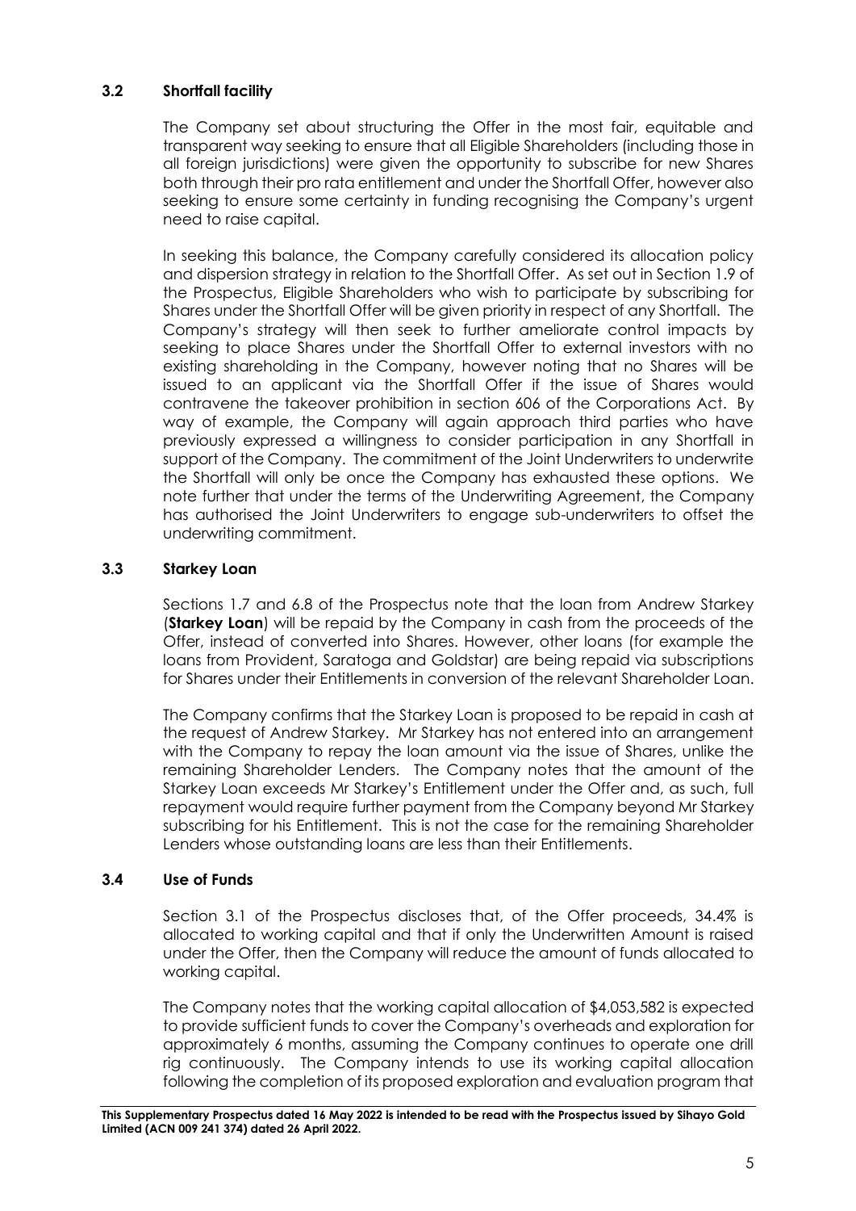### 3.2 Shortfall facility

The Company set about structuring the Offer in the most fair, equitable and transparent way seeking to ensure that all Eligible Shareholders (including those in all foreign jurisdictions) were given the opportunity to subscribe for new Shares both through their pro rata entitlement and under the Shortfall Offer, however also seeking to ensure some certainty in funding recognising the Company's urgent need to raise capital.

In seeking this balance, the Company carefully considered its allocation policy and dispersion strategy in relation to the Shortfall Offer. As set out in Section 1.9 of the Prospectus, Eligible Shareholders who wish to participate by subscribing for Shares under the Shortfall Offer will be given priority in respect of any Shortfall. The Company's strategy will then seek to further ameliorate control impacts by seeking to place Shares under the Shortfall Offer to external investors with no existing shareholding in the Company, however noting that no Shares will be issued to an applicant via the Shortfall Offer if the issue of Shares would contravene the takeover prohibition in section 606 of the Corporations Act. By way of example, the Company will again approach third parties who have previously expressed a willingness to consider participation in any Shortfall in support of the Company. The commitment of the Joint Underwriters to underwrite the Shortfall will only be once the Company has exhausted these options. We note further that under the terms of the Underwriting Agreement, the Company has authorised the Joint Underwriters to engage sub-underwriters to offset the underwriting commitment.

### 3.3 Starkey Loan

Sections 1.7 and 6.8 of the Prospectus note that the loan from Andrew Starkey (**Starkey Loan**) will be repaid by the Company in cash from the proceeds of the Offer, instead of converted into Shares. However, other loans (for example the loans from Provident, Saratoga and Goldstar) are being repaid via subscriptions for Shares under their Entitlements in conversion of the relevant Shareholder Loan.

The Company confirms that the Starkey Loan is proposed to be repaid in cash at the request of Andrew Starkey. Mr Starkey has not entered into an arrangement with the Company to repay the loan amount via the issue of Shares, unlike the remaining Shareholder Lenders. The Company notes that the amount of the Starkey Loan exceeds Mr Starkey's Entitlement under the Offer and, as such, full repayment would require further payment from the Company beyond Mr Starkey subscribing for his Entitlement. This is not the case for the remaining Shareholder Lenders whose outstanding loans are less than their Entitlements.

### 3.4 Use of Funds

Section 3.1 of the Prospectus discloses that, of the Offer proceeds, 34.4% is allocated to working capital and that if only the Underwritten Amount is raised under the Offer, then the Company will reduce the amount of funds allocated to working capital.

The Company notes that the working capital allocation of $4,053,582 is expected to provide sufficient funds to cover the Company's overheads and exploration for approximately 6 months, assuming the Company continues to operate one drill rig continuously. The Company intends to use its working capital allocation following the completion of its proposed exploration and evaluation program that

**This Supplementary Prospectus dated 16 May 2022 is intended to be read with the Prospectus issued by Sihayo Gold Limited (ACN 009 241 374) dated 26 April 2022.**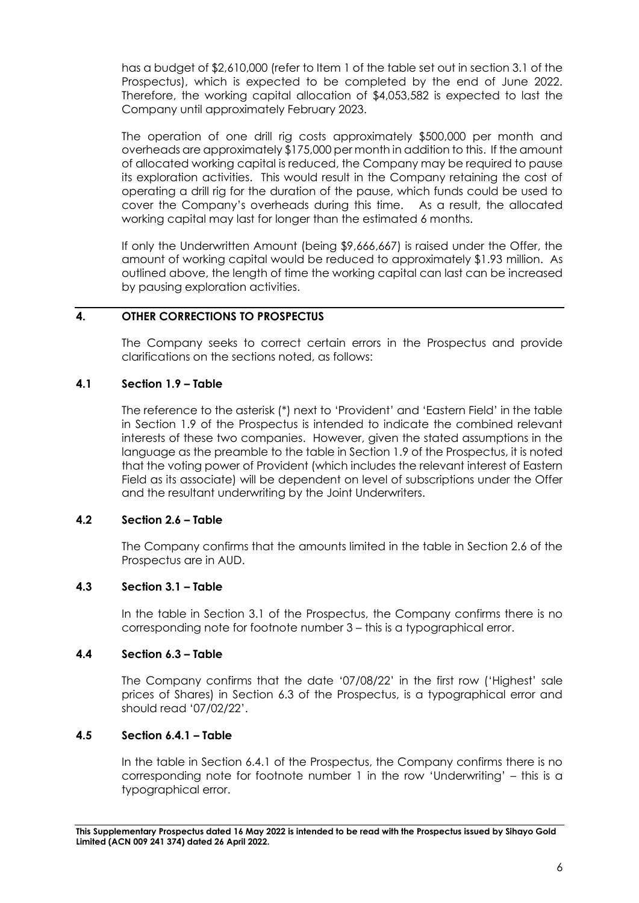has a budget of $2,610,000 (refer to Item 1 of the table set out in section 3.1 of the Prospectus), which is expected to be completed by the end of June 2022. Therefore, the working capital allocation of $4,053,582 is expected to last the Company until approximately February 2023.

The operation of one drill rig costs approximately $500,000 per month and overheads are approximately $175,000 per month in addition to this. If the amount of allocated working capital is reduced, the Company may be required to pause its exploration activities. This would result in the Company retaining the cost of operating a drill rig for the duration of the pause, which funds could be used to cover the Company's overheads during this time. As a result, the allocated working capital may last for longer than the estimated 6 months.

If only the Underwritten Amount (being $9,666,667) is raised under the Offer, the amount of working capital would be reduced to approximately $1.93 million. As outlined above, the length of time the working capital can last can be increased by pausing exploration activities.

## 4. OTHER CORRECTIONS TO PROSPECTUS

The Company seeks to correct certain errors in the Prospectus and provide clarifications on the sections noted, as follows:

### 4.1 Section 1.9 – Table

The reference to the asterisk (*) next to 'Provident' and 'Eastern Field' in the table in Section 1.9 of the Prospectus is intended to indicate the combined relevant interests of these two companies. However, given the stated assumptions in the language as the preamble to the table in Section 1.9 of the Prospectus, it is noted that the voting power of Provident (which includes the relevant interest of Eastern Field as its associate) will be dependent on level of subscriptions under the Offer and the resultant underwriting by the Joint Underwriters.

### 4.2 Section 2.6 – Table

The Company confirms that the amounts limited in the table in Section 2.6 of the Prospectus are in AUD.

### 4.3 Section 3.1 – Table

In the table in Section 3.1 of the Prospectus, the Company confirms there is no corresponding note for footnote number 3 – this is a typographical error.

### 4.4 Section 6.3 – Table

The Company confirms that the date '07/08/22' in the first row ('Highest' sale prices of Shares) in Section 6.3 of the Prospectus, is a typographical error and should read '07/02/22'.

### 4.5 Section 6.4.1 – Table

In the table in Section 6.4.1 of the Prospectus, the Company confirms there is no corresponding note for footnote number 1 in the row 'Underwriting' – this is a typographical error.

**This Supplementary Prospectus dated 16 May 2022 is intended to be read with the Prospectus issued by Sihayo Gold Limited (ACN 009 241 374) dated 26 April 2022.**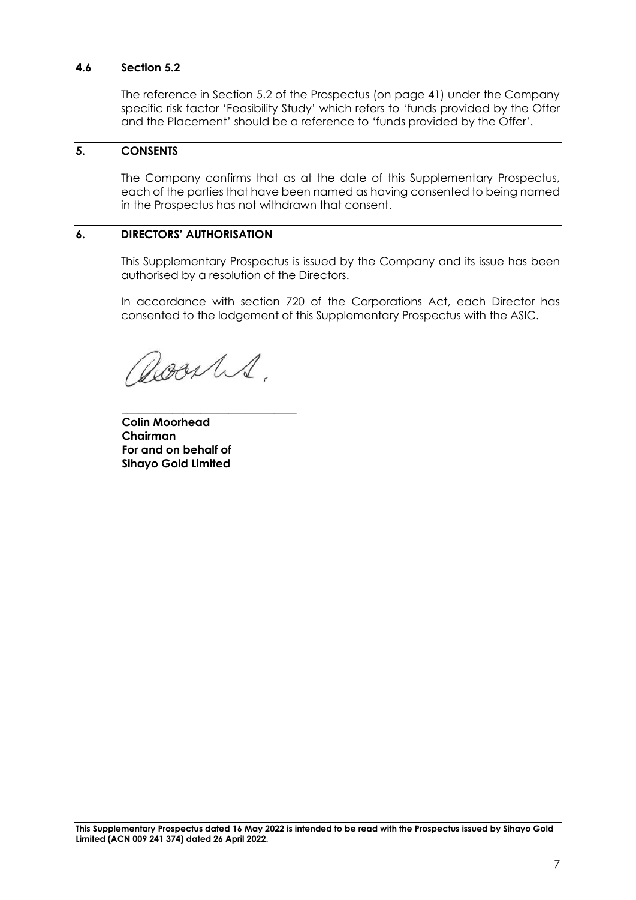### 4.6 Section 5.2

The reference in Section 5.2 of the Prospectus (on page 41) under the Company specific risk factor 'Feasibility Study' which refers to 'funds provided by the Offer and the Placement' should be a reference to 'funds provided by the Offer'.

## 5. CONSENTS

The Company confirms that as at the date of this Supplementary Prospectus, each of the parties that have been named as having consented to being named in the Prospectus has not withdrawn that consent.

## 6. DIRECTORS' AUTHORISATION

This Supplementary Prospectus is issued by the Company and its issue has been authorised by a resolution of the Directors.

In accordance with section 720 of the Corporations Act, each Director has consented to the lodgement of this Supplementary Prospectus with the ASIC.

_______________________________

**Colin Moorhead**
**Chairman**
**For and on behalf of**
**Sihayo Gold Limited**

**This Supplementary Prospectus dated 16 May 2022 is intended to be read with the Prospectus issued by Sihayo Gold Limited (ACN 009 241 374) dated 26 April 2022.**